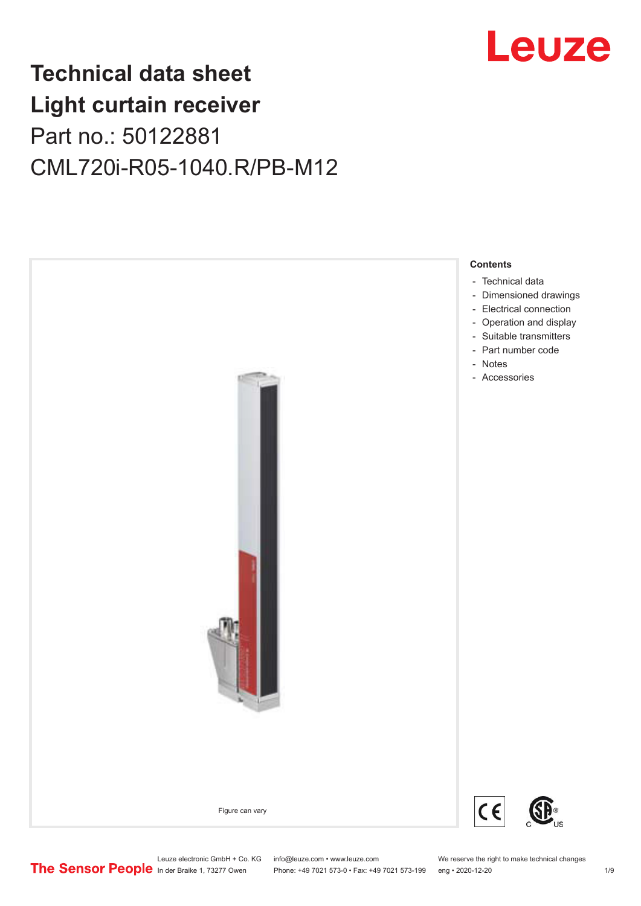# Technical data sheet
# Light curtain receiver

Part no.: 50122881

CML720i-R05-1040.R/PB-M12

Figure can vary

**Contents**

- Technical data
- Dimensioned drawings
- Electrical connection
- Operation and display
- Suitable transmitters
- Part number code
- Notes
- Accessories

Leuze electronic GmbH + Co. KG
In der Braike 1, 73277 Owen

info@leuze.com • www.leuze.com
Phone: +49 7021 573-0 • Fax: +49 7021 573-199

We reserve the right to make technical changes
eng • 2020-12-20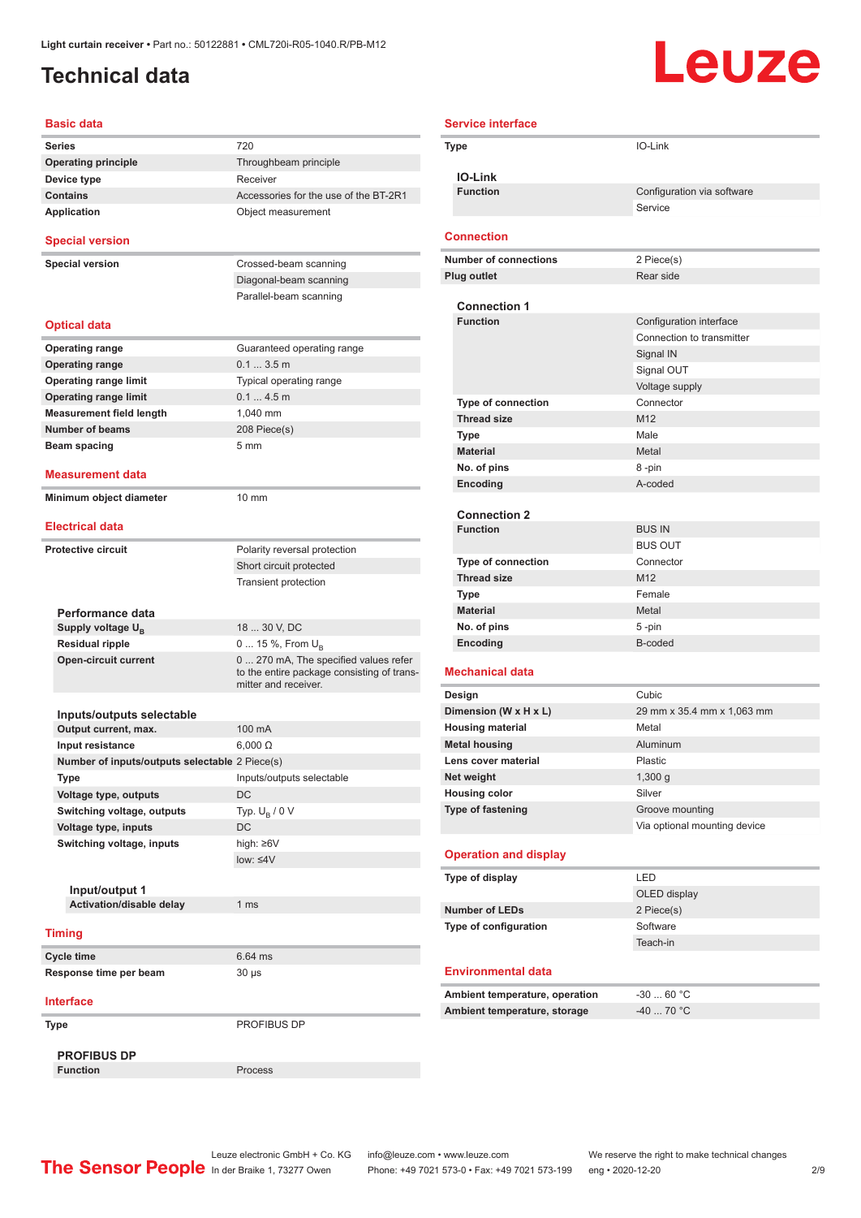Light curtain receiver • Part no.: 50122881 • CML720i-R05-1040.R/PB-M12

# Technical data

## Basic data

| | |
|---|---|
| Series | 720 |
| Operating principle | Throughbeam principle |
| Device type | Receiver |
| Contains | Accessories for the use of the BT-2R1 |
| Application | Object measurement |

## Special version

| | |
|---|---|
| Special version | Crossed-beam scanning |
| | Diagonal-beam scanning |
| | Parallel-beam scanning |

## Optical data

| | |
|---|---|
| Operating range | Guaranteed operating range |
| Operating range | 0.1 ... 3.5 m |
| Operating range limit | Typical operating range |
| Operating range limit | 0.1 ... 4.5 m |
| Measurement field length | 1,040 mm |
| Number of beams | 208 Piece(s) |
| Beam spacing | 5 mm |

## Measurement data

| | |
|---|---|
| Minimum object diameter | 10 mm |

## Electrical data

| | |
|---|---|
| Protective circuit | Polarity reversal protection |
| | Short circuit protected |
| | Transient protection |

### Performance data

| | |
|---|---|
| Supply voltage $U_B$ | 18 ... 30 V, DC |
| Residual ripple | 0 ... 15 %, From $U_B$ |
| Open-circuit current | 0 ... 270 mA, The specified values refer to the entire package consisting of transmitter and receiver. |

### Inputs/outputs selectable

| | |
|---|---|
| Output current, max. | 100 mA |
| Input resistance | 6,000 Ω |
| Number of inputs/outputs selectable | 2 Piece(s) |
| Type | Inputs/outputs selectable |
| Voltage type, outputs | DC |
| Switching voltage, outputs | Typ. $U_B$ / 0 V |
| Voltage type, inputs | DC |
| Switching voltage, inputs | high: ≥6V |
| | low: ≤4V |

#### Input/output 1

| | |
|---|---|
| Activation/disable delay | 1 ms |

## Timing

| | |
|---|---|
| Cycle time | 6.64 ms |
| Response time per beam | 30 µs |

## Interface

| | |
|---|---|
| Type | PROFIBUS DP |

### PROFIBUS DP

| | |
|---|---|
| Function | Process |

## Service interface

| | |
|---|---|
| Type | IO-Link |

### IO-Link

| | |
|---|---|
| Function | Configuration via software |
| | Service |

## Connection

| | |
|---|---|
| Number of connections | 2 Piece(s) |
| Plug outlet | Rear side |

### Connection 1

| | |
|---|---|
| Function | Configuration interface |
| | Connection to transmitter |
| | Signal IN |
| | Signal OUT |
| | Voltage supply |
| Type of connection | Connector |
| Thread size | M12 |
| Type | Male |
| Material | Metal |
| No. of pins | 8 -pin |
| Encoding | A-coded |

### Connection 2

| | |
|---|---|
| Function | BUS IN |
| | BUS OUT |
| Type of connection | Connector |
| Thread size | M12 |
| Type | Female |
| Material | Metal |
| No. of pins | 5 -pin |
| Encoding | B-coded |

## Mechanical data

| | |
|---|---|
| Design | Cubic |
| Dimension (W x H x L) | 29 mm x 35.4 mm x 1,063 mm |
| Housing material | Metal |
| Metal housing | Aluminum |
| Lens cover material | Plastic |
| Net weight | 1,300 g |
| Housing color | Silver |
| Type of fastening | Groove mounting |
| | Via optional mounting device |

## Operation and display

| | |
|---|---|
| Type of display | LED |
| | OLED display |
| Number of LEDs | 2 Piece(s) |
| Type of configuration | Software |
| | Teach-in |

## Environmental data

| | |
|---|---|
| Ambient temperature, operation | -30 ... 60 °C |
| Ambient temperature, storage | -40 ... 70 °C |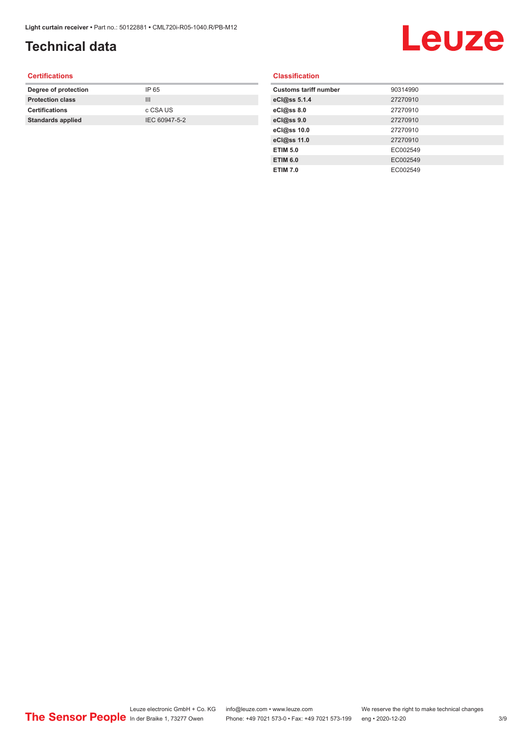# Technical data

## Certifications

| Degree of protection | IP 65 |
|---|---|
| Protection class | III |
| Certifications | c CSA US |
| Standards applied | IEC 60947-5-2 |

## Classification

| Customs tariff number | 90314990 |
|---|---|
| eCl@ss 5.1.4 | 27270910 |
| eCl@ss 8.0 | 27270910 |
| eCl@ss 9.0 | 27270910 |
| eCl@ss 10.0 | 27270910 |
| eCl@ss 11.0 | 27270910 |
| ETIM 5.0 | EC002549 |
| ETIM 6.0 | EC002549 |
| ETIM 7.0 | EC002549 |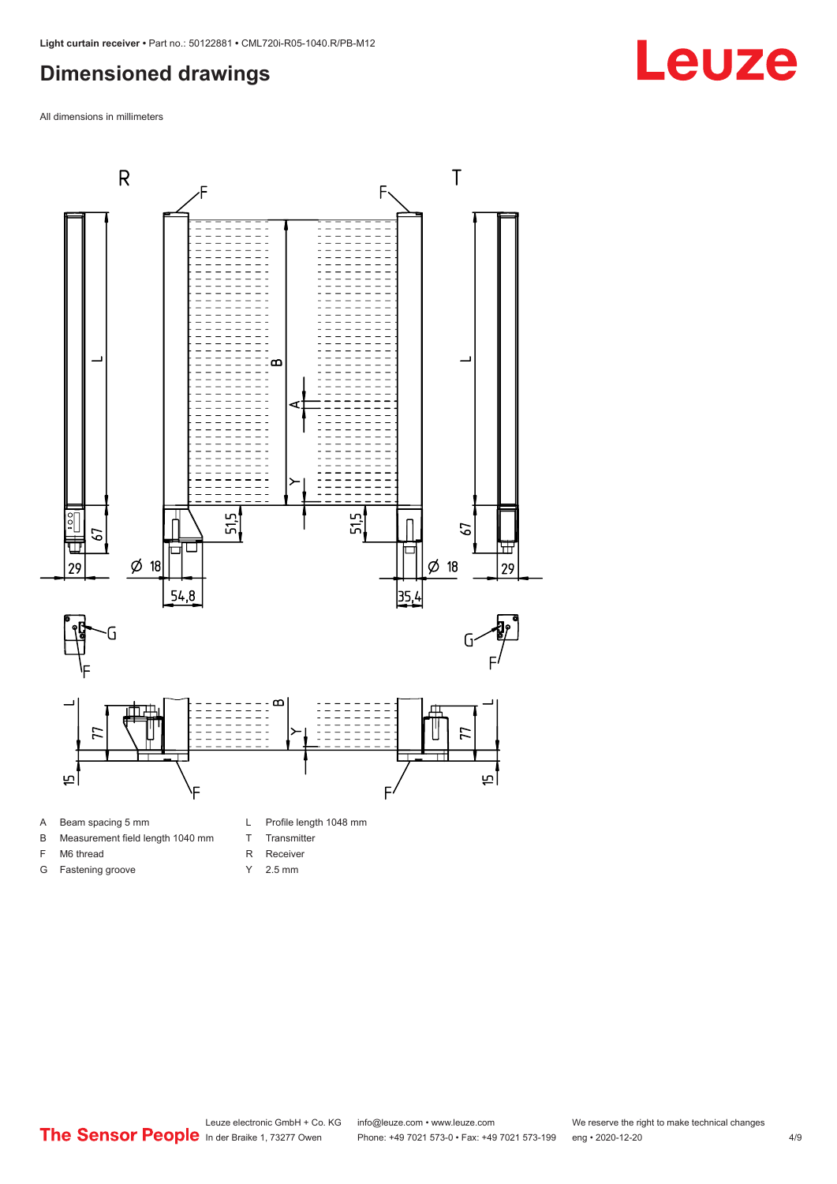## Dimensioned drawings

All dimensions in millimeters

| | | | |
|---|---|---|---|
| A | Beam spacing 5 mm | L | Profile length 1048 mm |
| B | Measurement field length 1040 mm | T | Transmitter |
| F | M6 thread | R | Receiver |
| G | Fastening groove | Y | 2.5 mm |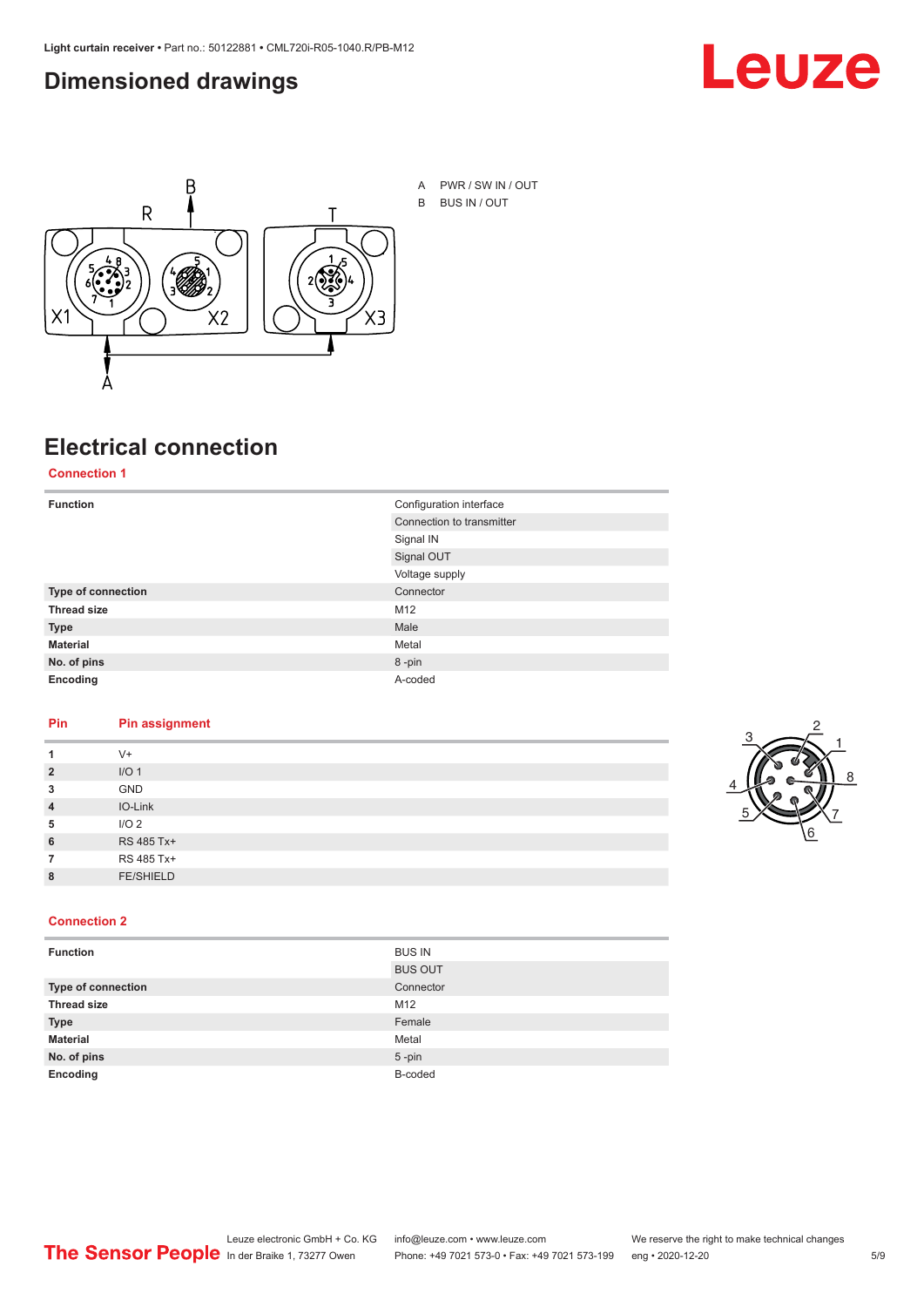## Dimensioned drawings

A PWR / SW IN / OUT

B BUS IN / OUT

## Electrical connection

### Connection 1

| Function | Configuration interface |
|---|---|
| | Connection to transmitter |
| | Signal IN |
| | Signal OUT |
| | Voltage supply |
| **Type of connection** | Connector |
| **Thread size** | M12 |
| **Type** | Male |
| **Material** | Metal |
| **No. of pins** | 8 -pin |
| **Encoding** | A-coded |

| Pin | Pin assignment |
|---|---|
| **1** | V+ |
| **2** | I/O 1 |
| **3** | GND |
| **4** | IO-Link |
| **5** | I/O 2 |
| **6** | RS 485 Tx+ |
| **7** | RS 485 Tx+ |
| **8** | FE/SHIELD |

### Connection 2

| Function | BUS IN |
|---|---|
| | BUS OUT |
| **Type of connection** | Connector |
| **Thread size** | M12 |
| **Type** | Female |
| **Material** | Metal |
| **No. of pins** | 5 -pin |
| **Encoding** | B-coded |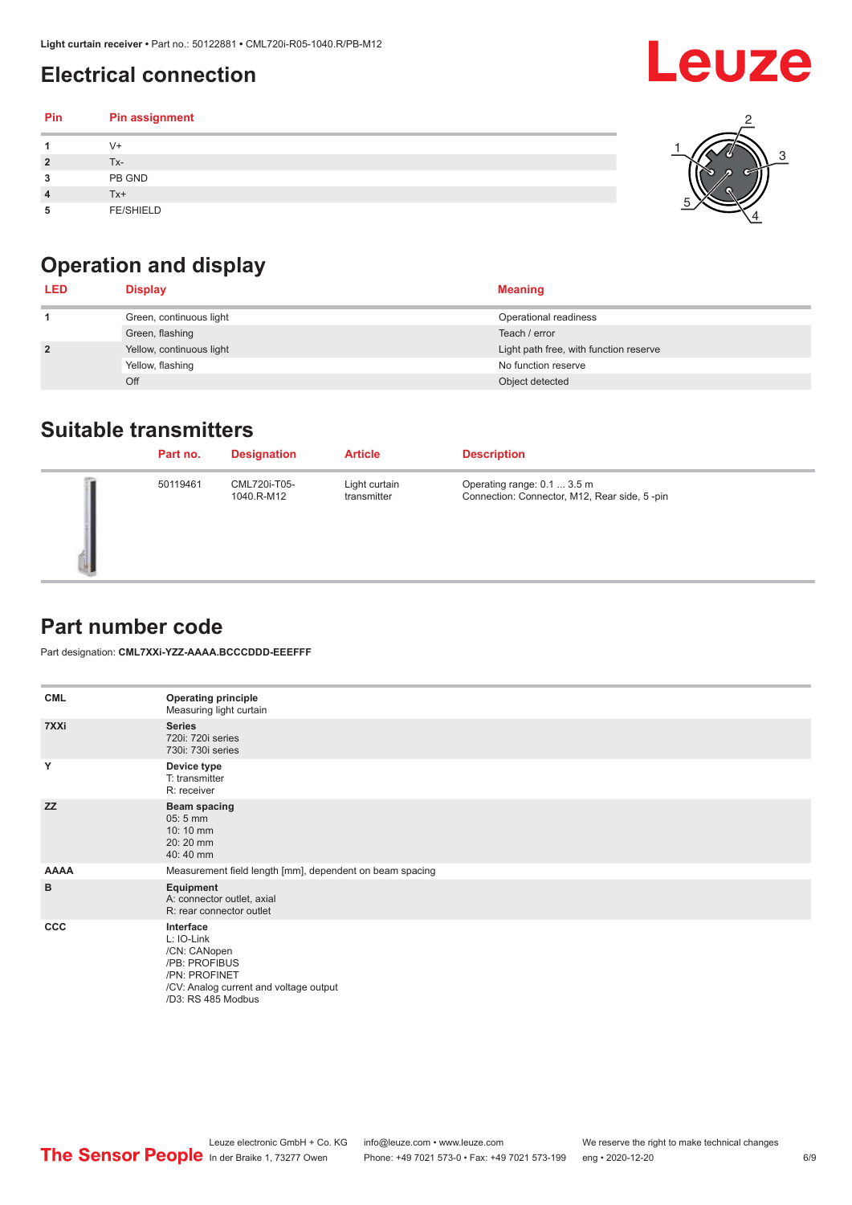## Electrical connection

| Pin | Pin assignment |
|---|---|
| 1 | V+ |
| 2 | Tx- |
| 3 | PB GND |
| 4 | Tx+ |
| 5 | FE/SHIELD |

## Operation and display

| LED | Display | Meaning |
|---|---|---|
| 1 | Green, continuous light | Operational readiness |
| | Green, flashing | Teach / error |
| 2 | Yellow, continuous light | Light path free, with function reserve |
| | Yellow, flashing | No function reserve |
| | Off | Object detected |

## Suitable transmitters

| | Part no. | Designation | Article | Description |
|---|---|---|---|---|
| | 50119461 | CML720i-T05-1040.R-M12 | Light curtain transmitter | Operating range: 0.1 ... 3.5 m<br>Connection: Connector, M12, Rear side, 5 -pin |

## Part number code

Part designation: **CML7XXi-YZZ-AAAA.BCCCDDD-EEEFFF**

| | |
|---|---|
| **CML** | **Operating principle**<br>Measuring light curtain |
| **7XXi** | **Series**<br>720i: 720i series<br>730i: 730i series |
| **Y** | **Device type**<br>T: transmitter<br>R: receiver |
| **ZZ** | **Beam spacing**<br>05: 5 mm<br>10: 10 mm<br>20: 20 mm<br>40: 40 mm |
| **AAAA** | Measurement field length [mm], dependent on beam spacing |
| **B** | **Equipment**<br>A: connector outlet, axial<br>R: rear connector outlet |
| **CCC** | **Interface**<br>L: IO-Link<br>/CN: CANopen<br>/PB: PROFIBUS<br>/PN: PROFINET<br>/CV: Analog current and voltage output<br>/D3: RS 485 Modbus |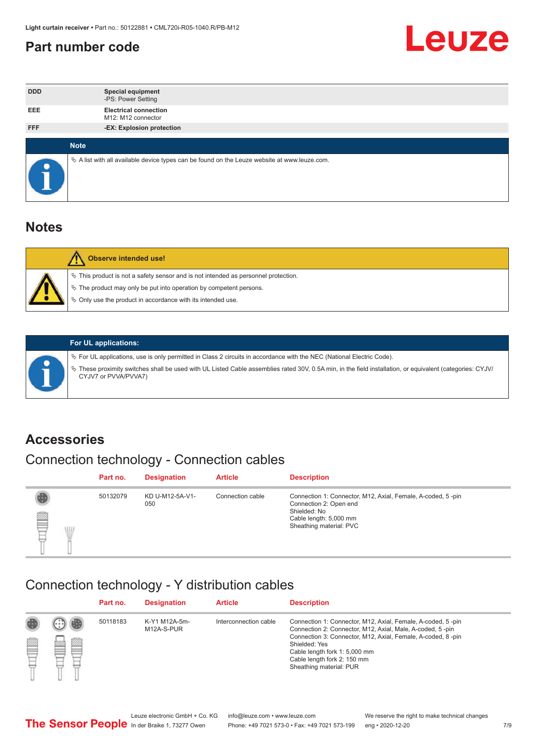## Part number code

| | |
|---|---|
| DDD | **Special equipment**<br>-PS: Power Setting |
| EEE | **Electrical connection**<br>M12: M12 connector |
| FFF | **-EX: Explosion protection** |

**Note**

- A list with all available device types can be found on the Leuze website at www.leuze.com.

## Notes

**Observe intended use!**

- This product is not a safety sensor and is not intended as personnel protection.
- The product may only be put into operation by competent persons.
- Only use the product in accordance with its intended use.

**For UL applications:**

- For UL applications, use is only permitted in Class 2 circuits in accordance with the NEC (National Electric Code).
- These proximity switches shall be used with UL Listed Cable assemblies rated 30V, 0.5A min, in the field installation, or equivalent (categories: CYJV/CYJV7 or PVVA/PVVA7)

## Accessories

### Connection technology - Connection cables

| Part no. | Designation | Article | Description |
|---|---|---|---|
| 50132079 | KD U-M12-5A-V1-050 | Connection cable | Connection 1: Connector, M12, Axial, Female, A-coded, 5 -pin<br>Connection 2: Open end<br>Shielded: No<br>Cable length: 5,000 mm<br>Sheathing material: PVC |

### Connection technology - Y distribution cables

| Part no. | Designation | Article | Description |
|---|---|---|---|
| 50118183 | K-Y1 M12A-5m-M12A-S-PUR | Interconnection cable | Connection 1: Connector, M12, Axial, Female, A-coded, 5 -pin<br>Connection 2: Connector, M12, Axial, Male, A-coded, 5 -pin<br>Connection 3: Connector, M12, Axial, Female, A-coded, 8 -pin<br>Shielded: Yes<br>Cable length fork 1: 5,000 mm<br>Cable length fork 2: 150 mm<br>Sheathing material: PUR |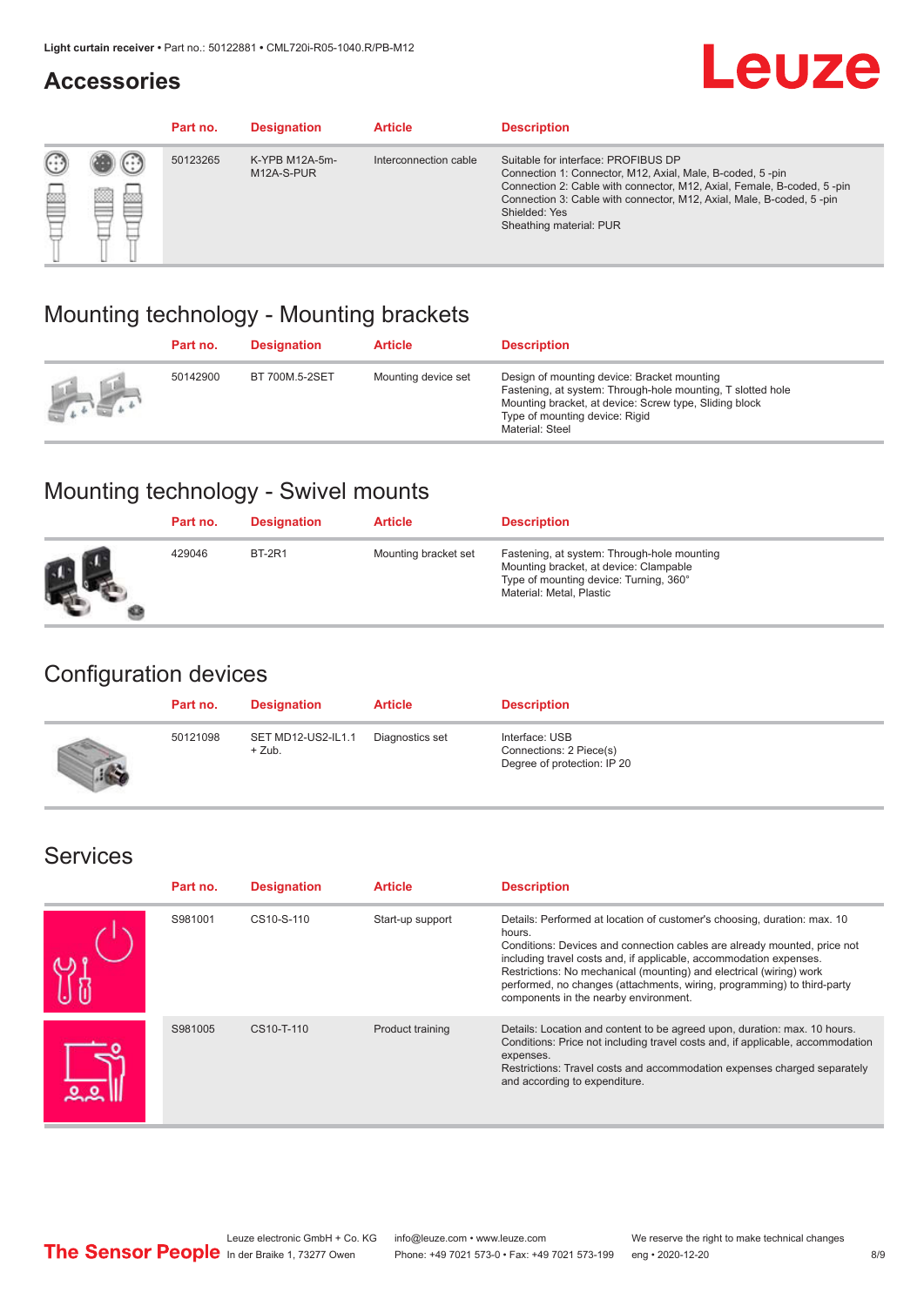## Accessories

| Part no. | Designation | Article | Description |
|---|---|---|---|
| 50123265 | K-YPB M12A-5m-M12A-S-PUR | Interconnection cable | Suitable for interface: PROFIBUS DP<br>Connection 1: Connector, M12, Axial, Male, B-coded, 5 -pin<br>Connection 2: Cable with connector, M12, Axial, Female, B-coded, 5 -pin<br>Connection 3: Cable with connector, M12, Axial, Male, B-coded, 5 -pin<br>Shielded: Yes<br>Sheathing material: PUR |

## Mounting technology - Mounting brackets

| Part no. | Designation | Article | Description |
|---|---|---|---|
| 50142900 | BT 700M.5-2SET | Mounting device set | Design of mounting device: Bracket mounting<br>Fastening, at system: Through-hole mounting, T slotted hole<br>Mounting bracket, at device: Screw type, Sliding block<br>Type of mounting device: Rigid<br>Material: Steel |

## Mounting technology - Swivel mounts

| Part no. | Designation | Article | Description |
|---|---|---|---|
| 429046 | BT-2R1 | Mounting bracket set | Fastening, at system: Through-hole mounting<br>Mounting bracket, at device: Clampable<br>Type of mounting device: Turning, 360°<br>Material: Metal, Plastic |

## Configuration devices

| Part no. | Designation | Article | Description |
|---|---|---|---|
| 50121098 | SET MD12-US2-IL1.1 + Zub. | Diagnostics set | Interface: USB<br>Connections: 2 Piece(s)<br>Degree of protection: IP 20 |

## Services

| Part no. | Designation | Article | Description |
|---|---|---|---|
| S981001 | CS10-S-110 | Start-up support | Details: Performed at location of customer's choosing, duration: max. 10 hours.<br>Conditions: Devices and connection cables are already mounted, price not including travel costs and, if applicable, accommodation expenses.<br>Restrictions: No mechanical (mounting) and electrical (wiring) work performed, no changes (attachments, wiring, programming) to third-party components in the nearby environment. |
| S981005 | CS10-T-110 | Product training | Details: Location and content to be agreed upon, duration: max. 10 hours.<br>Conditions: Price not including travel costs and, if applicable, accommodation expenses.<br>Restrictions: Travel costs and accommodation expenses charged separately and according to expenditure. |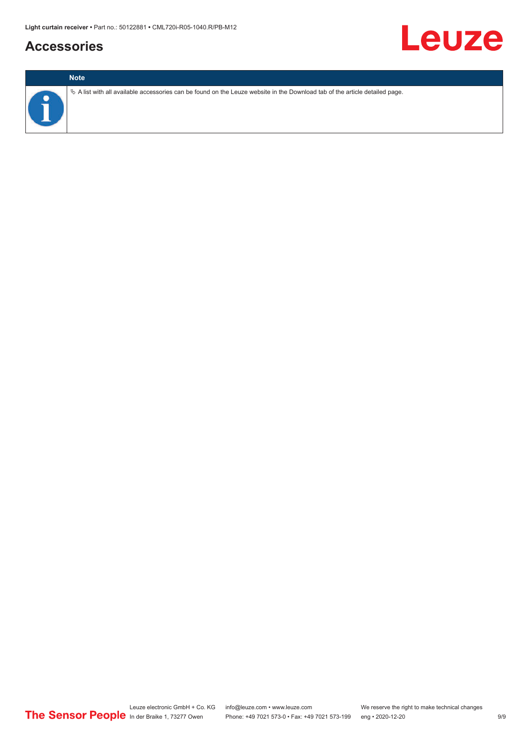## Accessories

| | Note |
|---|---|
| | ↳ A list with all available accessories can be found on the Leuze website in the Download tab of the article detailed page. |